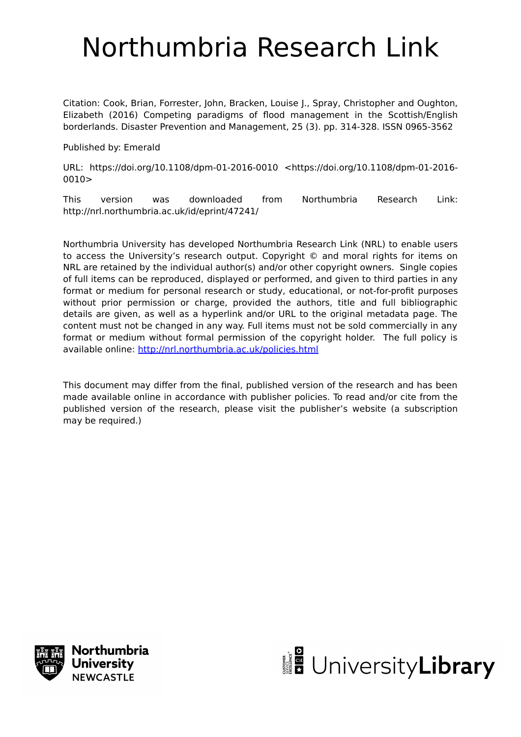# Northumbria Research Link

Citation: Cook, Brian, Forrester, John, Bracken, Louise J., Spray, Christopher and Oughton, Elizabeth (2016) Competing paradigms of flood management in the Scottish/English borderlands. Disaster Prevention and Management, 25 (3). pp. 314-328. ISSN 0965-3562

Published by: Emerald

URL: https://doi.org/10.1108/dpm-01-2016-0010 <https://doi.org/10.1108/dpm-01-2016-0010>

This version was downloaded from Northumbria Research Link: http://nrl.northumbria.ac.uk/id/eprint/47241/

Northumbria University has developed Northumbria Research Link (NRL) to enable users to access the University's research output. Copyright © and moral rights for items on NRL are retained by the individual author(s) and/or other copyright owners. Single copies of full items can be reproduced, displayed or performed, and given to third parties in any format or medium for personal research or study, educational, or not-for-profit purposes without prior permission or charge, provided the authors, title and full bibliographic details are given, as well as a hyperlink and/or URL to the original metadata page. The content must not be changed in any way. Full items must not be sold commercially in any format or medium without formal permission of the copyright holder. The full policy is available online: http://nrl.northumbria.ac.uk/policies.html

This document may differ from the final, published version of the research and has been made available online in accordance with publisher policies. To read and/or cite from the published version of the research, please visit the publisher's website (a subscription may be required.)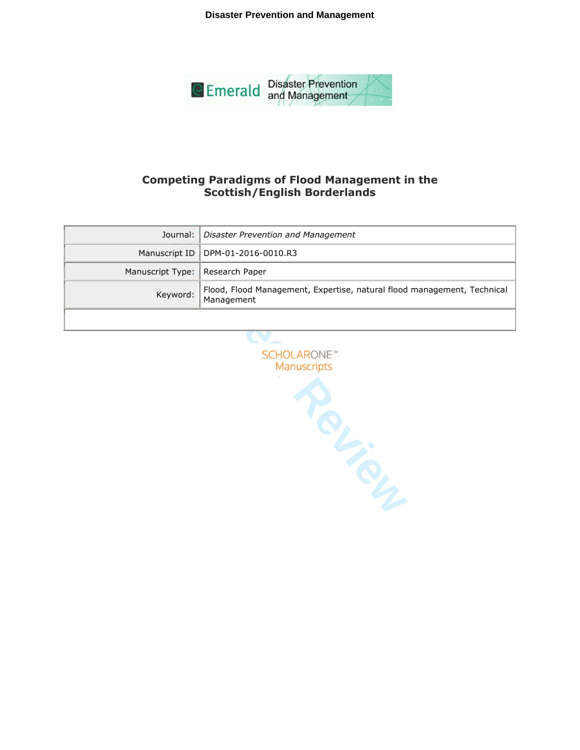# Competing Paradigms of Flood Management in the Scottish/English Borderlands

| | |
|---|---|
| Journal: | *Disaster Prevention and Management* |
| Manuscript ID | DPM-01-2016-0010.R3 |
| Manuscript Type: | Research Paper |
| Keyword: | Flood, Flood Management, Expertise, natural flood management, Technical Management |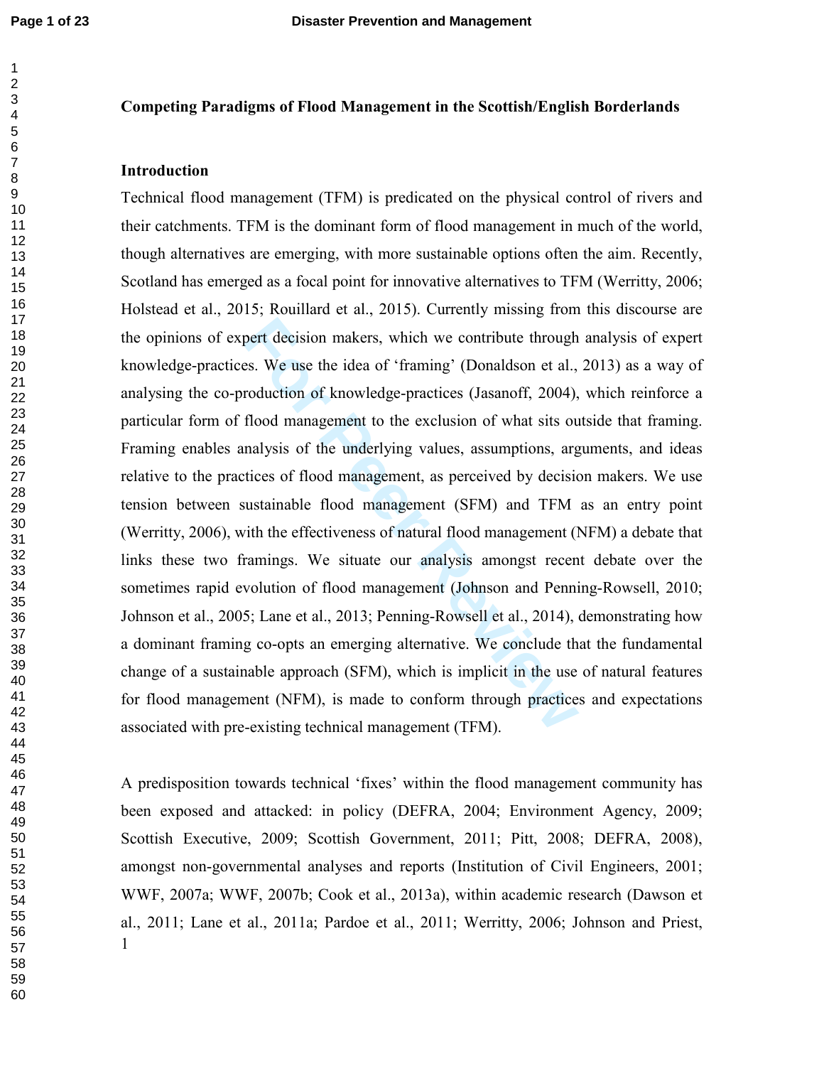**Competing Paradigms of Flood Management in the Scottish/English Borderlands**

## Introduction

Technical flood management (TFM) is predicated on the physical control of rivers and their catchments. TFM is the dominant form of flood management in much of the world, though alternatives are emerging, with more sustainable options often the aim. Recently, Scotland has emerged as a focal point for innovative alternatives to TFM (Werritty, 2006; Holstead et al., 2015; Rouillard et al., 2015). Currently missing from this discourse are the opinions of expert decision makers, which we contribute through analysis of expert knowledge-practices. We use the idea of 'framing' (Donaldson et al., 2013) as a way of analysing the co-production of knowledge-practices (Jasanoff, 2004), which reinforce a particular form of flood management to the exclusion of what sits outside that framing. Framing enables analysis of the underlying values, assumptions, arguments, and ideas relative to the practices of flood management, as perceived by decision makers. We use tension between sustainable flood management (SFM) and TFM as an entry point (Werritty, 2006), with the effectiveness of natural flood management (NFM) a debate that links these two framings. We situate our analysis amongst recent debate over the sometimes rapid evolution of flood management (Johnson and Penning-Rowsell, 2010; Johnson et al., 2005; Lane et al., 2013; Penning-Rowsell et al., 2014), demonstrating how a dominant framing co-opts an emerging alternative. We conclude that the fundamental change of a sustainable approach (SFM), which is implicit in the use of natural features for flood management (NFM), is made to conform through practices and expectations associated with pre-existing technical management (TFM).

A predisposition towards technical 'fixes' within the flood management community has been exposed and attacked: in policy (DEFRA, 2004; Environment Agency, 2009; Scottish Executive, 2009; Scottish Government, 2011; Pitt, 2008; DEFRA, 2008), amongst non-governmental analyses and reports (Institution of Civil Engineers, 2001; WWF, 2007a; WWF, 2007b; Cook et al., 2013a), within academic research (Dawson et al., 2011; Lane et al., 2011a; Pardoe et al., 2011; Werritty, 2006; Johnson and Priest,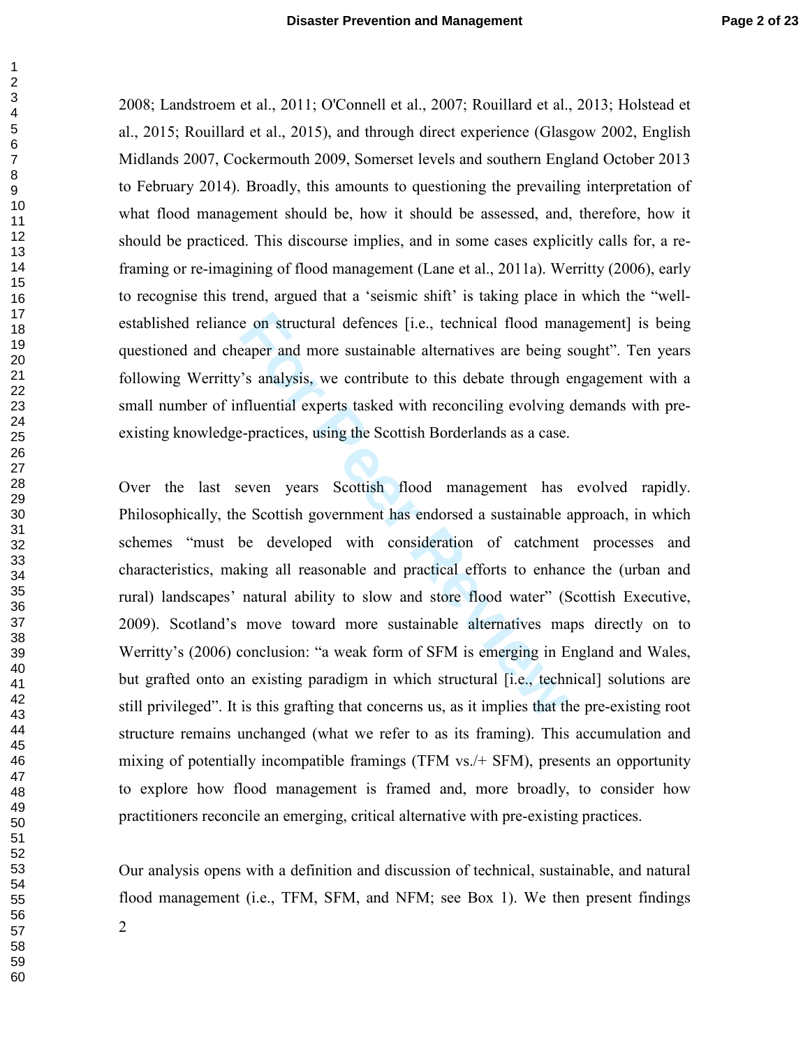2008; Landstroem et al., 2011; O'Connell et al., 2007; Rouillard et al., 2013; Holstead et al., 2015; Rouillard et al., 2015), and through direct experience (Glasgow 2002, English Midlands 2007, Cockermouth 2009, Somerset levels and southern England October 2013 to February 2014). Broadly, this amounts to questioning the prevailing interpretation of what flood management should be, how it should be assessed, and, therefore, how it should be practiced. This discourse implies, and in some cases explicitly calls for, a re-framing or re-imagining of flood management (Lane et al., 2011a). Werritty (2006), early to recognise this trend, argued that a 'seismic shift' is taking place in which the "well-established reliance on structural defences [i.e., technical flood management] is being questioned and cheaper and more sustainable alternatives are being sought". Ten years following Werritty's analysis, we contribute to this debate through engagement with a small number of influential experts tasked with reconciling evolving demands with pre-existing knowledge-practices, using the Scottish Borderlands as a case.

Over the last seven years Scottish flood management has evolved rapidly. Philosophically, the Scottish government has endorsed a sustainable approach, in which schemes "must be developed with consideration of catchment processes and characteristics, making all reasonable and practical efforts to enhance the (urban and rural) landscapes' natural ability to slow and store flood water" (Scottish Executive, 2009). Scotland's move toward more sustainable alternatives maps directly on to Werritty's (2006) conclusion: "a weak form of SFM is emerging in England and Wales, but grafted onto an existing paradigm in which structural [i.e., technical] solutions are still privileged". It is this grafting that concerns us, as it implies that the pre-existing root structure remains unchanged (what we refer to as its framing). This accumulation and mixing of potentially incompatible framings (TFM vs./+ SFM), presents an opportunity to explore how flood management is framed and, more broadly, to consider how practitioners reconcile an emerging, critical alternative with pre-existing practices.

Our analysis opens with a definition and discussion of technical, sustainable, and natural flood management (i.e., TFM, SFM, and NFM; see Box 1). We then present findings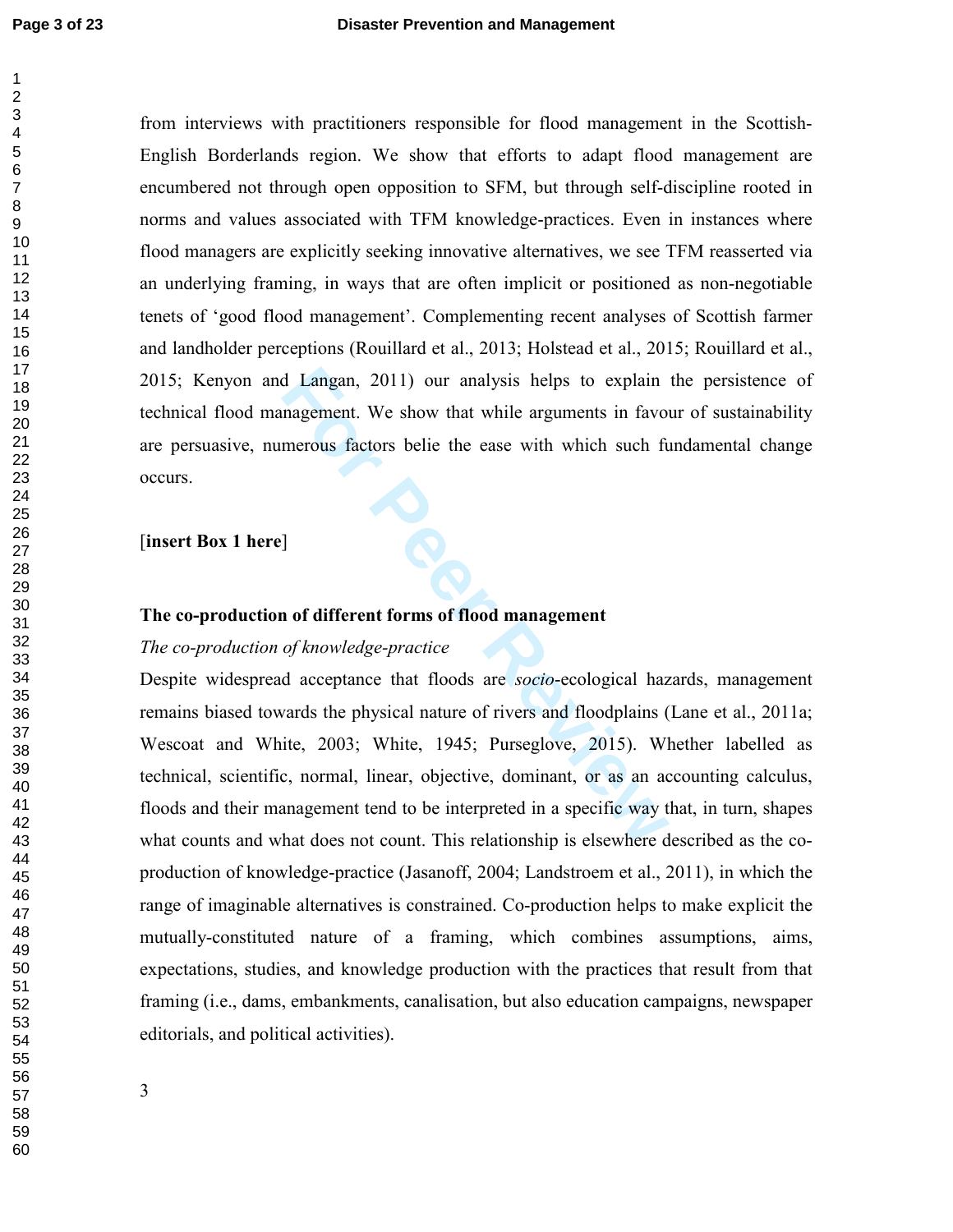from interviews with practitioners responsible for flood management in the Scottish-English Borderlands region. We show that efforts to adapt flood management are encumbered not through open opposition to SFM, but through self-discipline rooted in norms and values associated with TFM knowledge-practices. Even in instances where flood managers are explicitly seeking innovative alternatives, we see TFM reasserted via an underlying framing, in ways that are often implicit or positioned as non-negotiable tenets of 'good flood management'. Complementing recent analyses of Scottish farmer and landholder perceptions (Rouillard et al., 2013; Holstead et al., 2015; Rouillard et al., 2015; Kenyon and Langan, 2011) our analysis helps to explain the persistence of technical flood management. We show that while arguments in favour of sustainability are persuasive, numerous factors belie the ease with which such fundamental change occurs.

[**insert Box 1 here**]

## The co-production of different forms of flood management

### *The co-production of knowledge-practice*

Despite widespread acceptance that floods are *socio*-ecological hazards, management remains biased towards the physical nature of rivers and floodplains (Lane et al., 2011a; Wescoat and White, 2003; White, 1945; Purseglove, 2015). Whether labelled as technical, scientific, normal, linear, objective, dominant, or as an accounting calculus, floods and their management tend to be interpreted in a specific way that, in turn, shapes what counts and what does not count. This relationship is elsewhere described as the co-production of knowledge-practice (Jasanoff, 2004; Landstroem et al., 2011), in which the range of imaginable alternatives is constrained. Co-production helps to make explicit the mutually-constituted nature of a framing, which combines assumptions, aims, expectations, studies, and knowledge production with the practices that result from that framing (i.e., dams, embankments, canalisation, but also education campaigns, newspaper editorials, and political activities).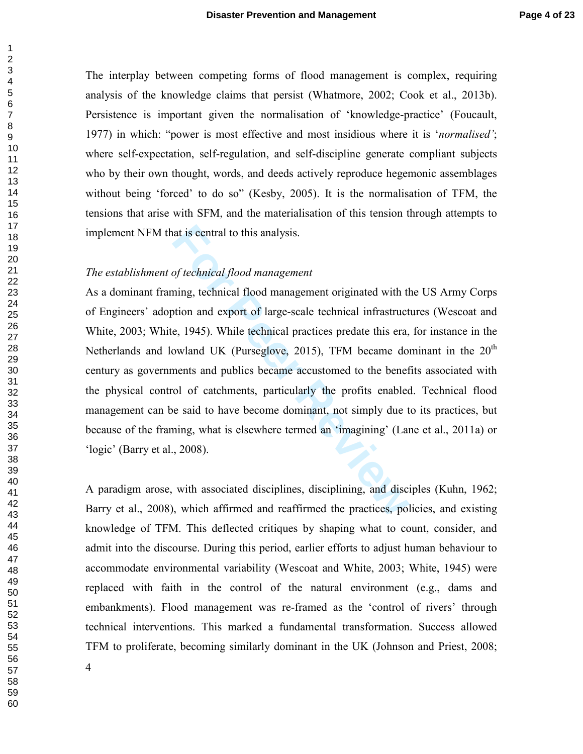The interplay between competing forms of flood management is complex, requiring analysis of the knowledge claims that persist (Whatmore, 2002; Cook et al., 2013b). Persistence is important given the normalisation of 'knowledge-practice' (Foucault, 1977) in which: "power is most effective and most insidious where it is '*normalised'*; where self-expectation, self-regulation, and self-discipline generate compliant subjects who by their own thought, words, and deeds actively reproduce hegemonic assemblages without being 'forced' to do so" (Kesby, 2005). It is the normalisation of TFM, the tensions that arise with SFM, and the materialisation of this tension through attempts to implement NFM that is central to this analysis.

*The establishment of technical flood management*

As a dominant framing, technical flood management originated with the US Army Corps of Engineers' adoption and export of large-scale technical infrastructures (Wescoat and White, 2003; White, 1945). While technical practices predate this era, for instance in the Netherlands and lowland UK (Purseglove, 2015), TFM became dominant in the 20th century as governments and publics became accustomed to the benefits associated with the physical control of catchments, particularly the profits enabled. Technical flood management can be said to have become dominant, not simply due to its practices, but because of the framing, what is elsewhere termed an 'imagining' (Lane et al., 2011a) or 'logic' (Barry et al., 2008).

A paradigm arose, with associated disciplines, disciplining, and disciples (Kuhn, 1962; Barry et al., 2008), which affirmed and reaffirmed the practices, policies, and existing knowledge of TFM. This deflected critiques by shaping what to count, consider, and admit into the discourse. During this period, earlier efforts to adjust human behaviour to accommodate environmental variability (Wescoat and White, 2003; White, 1945) were replaced with faith in the control of the natural environment (e.g., dams and embankments). Flood management was re-framed as the 'control of rivers' through technical interventions. This marked a fundamental transformation. Success allowed TFM to proliferate, becoming similarly dominant in the UK (Johnson and Priest, 2008;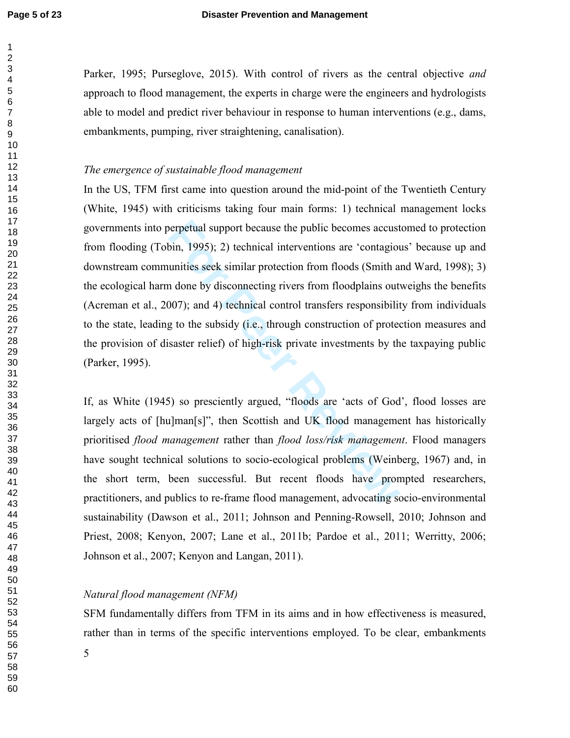Parker, 1995; Purseglove, 2015). With control of rivers as the central objective *and* approach to flood management, the experts in charge were the engineers and hydrologists able to model and predict river behaviour in response to human interventions (e.g., dams, embankments, pumping, river straightening, canalisation).

### *The emergence of sustainable flood management*

In the US, TFM first came into question around the mid-point of the Twentieth Century (White, 1945) with criticisms taking four main forms: 1) technical management locks governments into perpetual support because the public becomes accustomed to protection from flooding (Tobin, 1995); 2) technical interventions are 'contagious' because up and downstream communities seek similar protection from floods (Smith and Ward, 1998); 3) the ecological harm done by disconnecting rivers from floodplains outweighs the benefits (Acreman et al., 2007); and 4) technical control transfers responsibility from individuals to the state, leading to the subsidy (i.e., through construction of protection measures and the provision of disaster relief) of high-risk private investments by the taxpaying public (Parker, 1995).

If, as White (1945) so presciently argued, "floods are 'acts of God', flood losses are largely acts of [hu]man[s]", then Scottish and UK flood management has historically prioritised *flood management* rather than *flood loss/risk management*. Flood managers have sought technical solutions to socio-ecological problems (Weinberg, 1967) and, in the short term, been successful. But recent floods have prompted researchers, practitioners, and publics to re-frame flood management, advocating socio-environmental sustainability (Dawson et al., 2011; Johnson and Penning-Rowsell, 2010; Johnson and Priest, 2008; Kenyon, 2007; Lane et al., 2011b; Pardoe et al., 2011; Werritty, 2006; Johnson et al., 2007; Kenyon and Langan, 2011).

### *Natural flood management (NFM)*

SFM fundamentally differs from TFM in its aims and in how effectiveness is measured, rather than in terms of the specific interventions employed. To be clear, embankments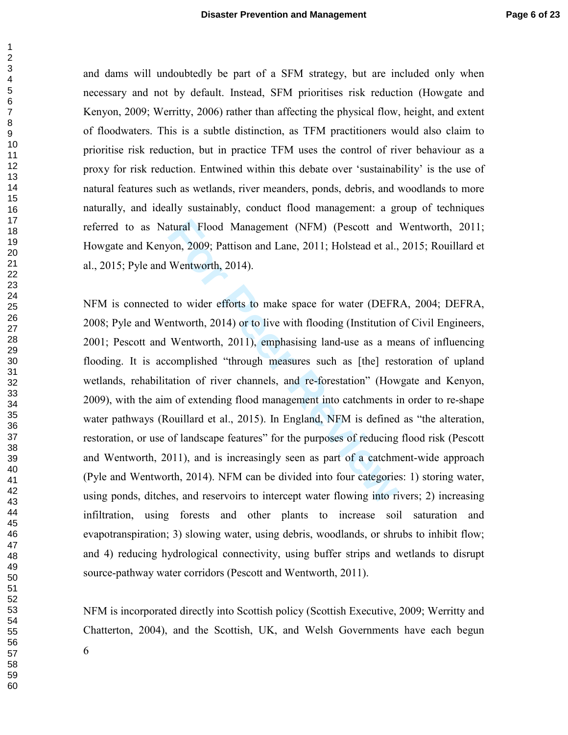and dams will undoubtedly be part of a SFM strategy, but are included only when necessary and not by default. Instead, SFM prioritises risk reduction (Howgate and Kenyon, 2009; Werritty, 2006) rather than affecting the physical flow, height, and extent of floodwaters. This is a subtle distinction, as TFM practitioners would also claim to prioritise risk reduction, but in practice TFM uses the control of river behaviour as a proxy for risk reduction. Entwined within this debate over 'sustainability' is the use of natural features such as wetlands, river meanders, ponds, debris, and woodlands to more naturally, and ideally sustainably, conduct flood management: a group of techniques referred to as Natural Flood Management (NFM) (Pescott and Wentworth, 2011; Howgate and Kenyon, 2009; Pattison and Lane, 2011; Holstead et al., 2015; Rouillard et al., 2015; Pyle and Wentworth, 2014).

NFM is connected to wider efforts to make space for water (DEFRA, 2004; DEFRA, 2008; Pyle and Wentworth, 2014) or to live with flooding (Institution of Civil Engineers, 2001; Pescott and Wentworth, 2011), emphasising land-use as a means of influencing flooding. It is accomplished "through measures such as [the] restoration of upland wetlands, rehabilitation of river channels, and re-forestation" (Howgate and Kenyon, 2009), with the aim of extending flood management into catchments in order to re-shape water pathways (Rouillard et al., 2015). In England, NFM is defined as "the alteration, restoration, or use of landscape features" for the purposes of reducing flood risk (Pescott and Wentworth, 2011), and is increasingly seen as part of a catchment-wide approach (Pyle and Wentworth, 2014). NFM can be divided into four categories: 1) storing water, using ponds, ditches, and reservoirs to intercept water flowing into rivers; 2) increasing infiltration, using forests and other plants to increase soil saturation and evapotranspiration; 3) slowing water, using debris, woodlands, or shrubs to inhibit flow; and 4) reducing hydrological connectivity, using buffer strips and wetlands to disrupt source-pathway water corridors (Pescott and Wentworth, 2011).

NFM is incorporated directly into Scottish policy (Scottish Executive, 2009; Werritty and Chatterton, 2004), and the Scottish, UK, and Welsh Governments have each begun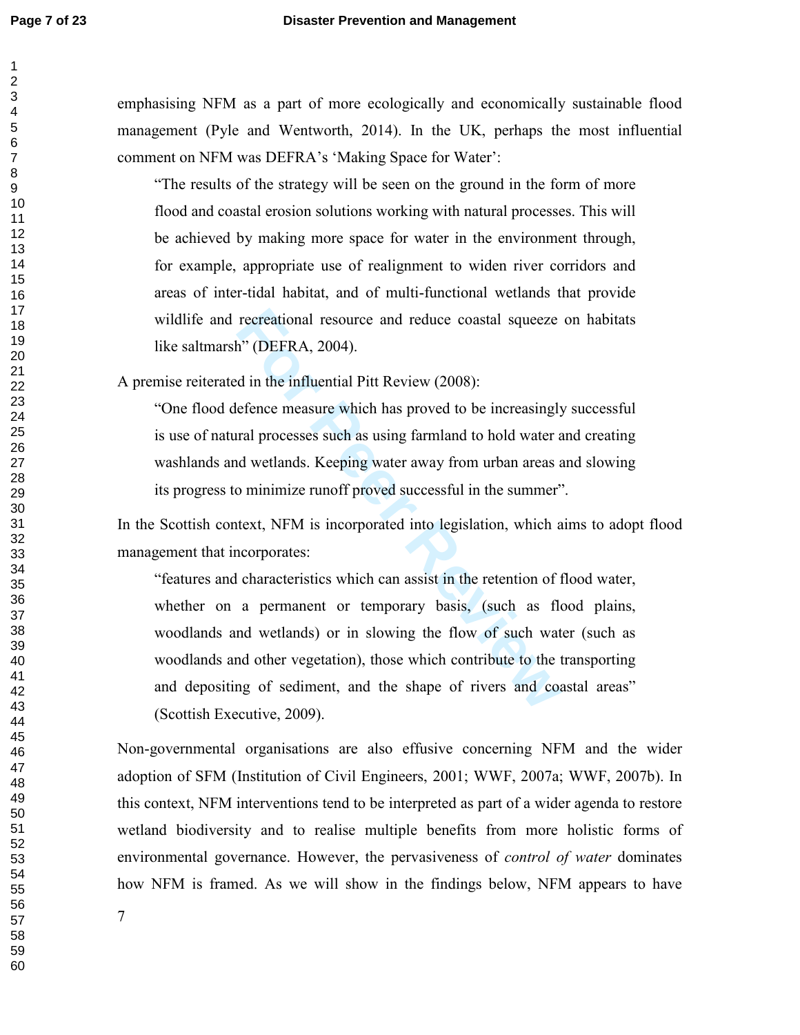emphasising NFM as a part of more ecologically and economically sustainable flood management (Pyle and Wentworth, 2014). In the UK, perhaps the most influential comment on NFM was DEFRA's 'Making Space for Water':

> "The results of the strategy will be seen on the ground in the form of more flood and coastal erosion solutions working with natural processes. This will be achieved by making more space for water in the environment through, for example, appropriate use of realignment to widen river corridors and areas of inter-tidal habitat, and of multi-functional wetlands that provide wildlife and recreational resource and reduce coastal squeeze on habitats like saltmarsh" (DEFRA, 2004).

A premise reiterated in the influential Pitt Review (2008):

> "One flood defence measure which has proved to be increasingly successful is use of natural processes such as using farmland to hold water and creating washlands and wetlands. Keeping water away from urban areas and slowing its progress to minimize runoff proved successful in the summer".

In the Scottish context, NFM is incorporated into legislation, which aims to adopt flood management that incorporates:

> "features and characteristics which can assist in the retention of flood water, whether on a permanent or temporary basis, (such as flood plains, woodlands and wetlands) or in slowing the flow of such water (such as woodlands and other vegetation), those which contribute to the transporting and depositing of sediment, and the shape of rivers and coastal areas" (Scottish Executive, 2009).

Non-governmental organisations are also effusive concerning NFM and the wider adoption of SFM (Institution of Civil Engineers, 2001; WWF, 2007a; WWF, 2007b). In this context, NFM interventions tend to be interpreted as part of a wider agenda to restore wetland biodiversity and to realise multiple benefits from more holistic forms of environmental governance. However, the pervasiveness of *control of water* dominates how NFM is framed. As we will show in the findings below, NFM appears to have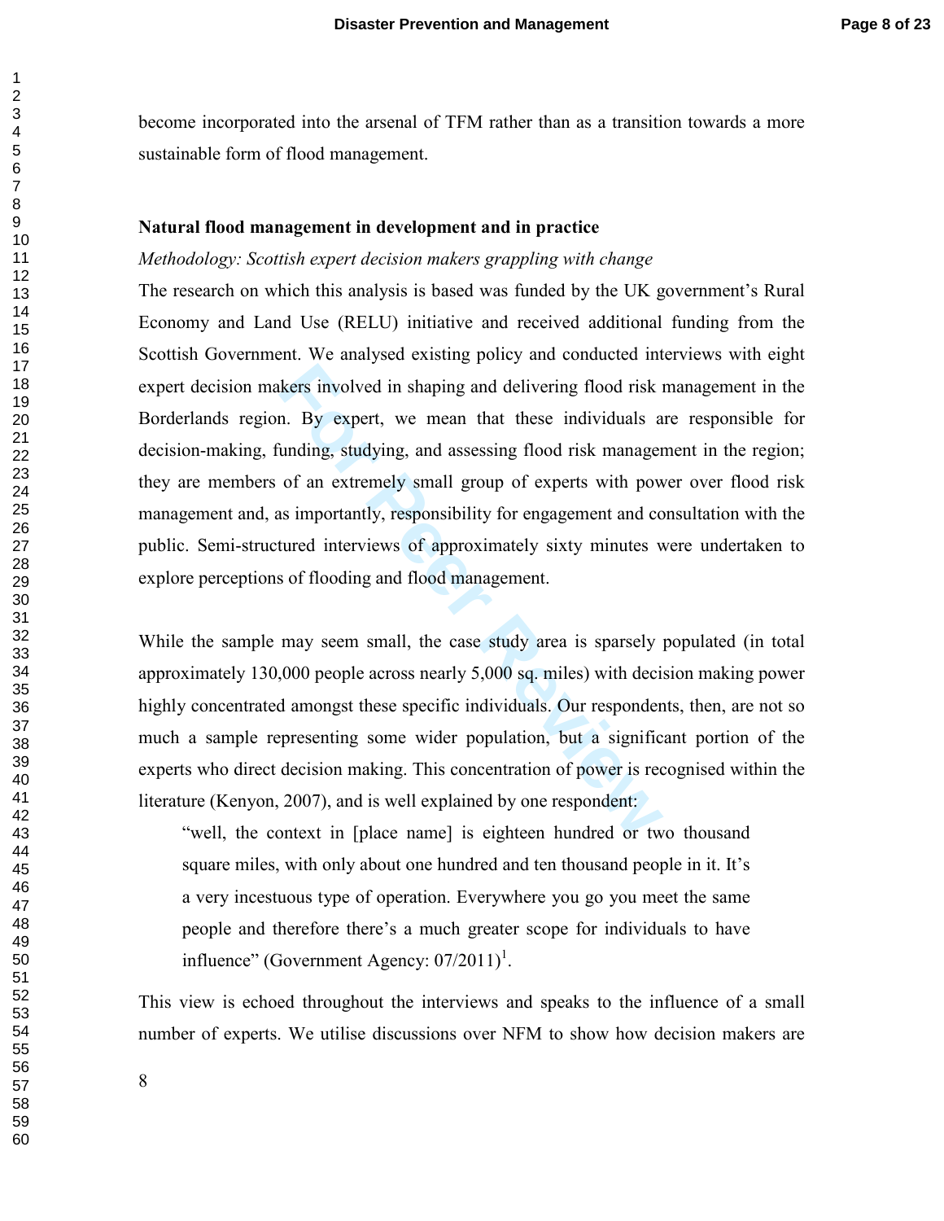become incorporated into the arsenal of TFM rather than as a transition towards a more sustainable form of flood management.

## Natural flood management in development and in practice

*Methodology: Scottish expert decision makers grappling with change*

The research on which this analysis is based was funded by the UK government's Rural Economy and Land Use (RELU) initiative and received additional funding from the Scottish Government. We analysed existing policy and conducted interviews with eight expert decision makers involved in shaping and delivering flood risk management in the Borderlands region. By expert, we mean that these individuals are responsible for decision-making, funding, studying, and assessing flood risk management in the region; they are members of an extremely small group of experts with power over flood risk management and, as importantly, responsibility for engagement and consultation with the public. Semi-structured interviews of approximately sixty minutes were undertaken to explore perceptions of flooding and flood management.

While the sample may seem small, the case study area is sparsely populated (in total approximately 130,000 people across nearly 5,000 sq. miles) with decision making power highly concentrated amongst these specific individuals. Our respondents, then, are not so much a sample representing some wider population, but a significant portion of the experts who direct decision making. This concentration of power is recognised within the literature (Kenyon, 2007), and is well explained by one respondent:

> "well, the context in [place name] is eighteen hundred or two thousand square miles, with only about one hundred and ten thousand people in it. It's a very incestuous type of operation. Everywhere you go you meet the same people and therefore there's a much greater scope for individuals to have influence" (Government Agency: 07/2011)[1].

This view is echoed throughout the interviews and speaks to the influence of a small number of experts. We utilise discussions over NFM to show how decision makers are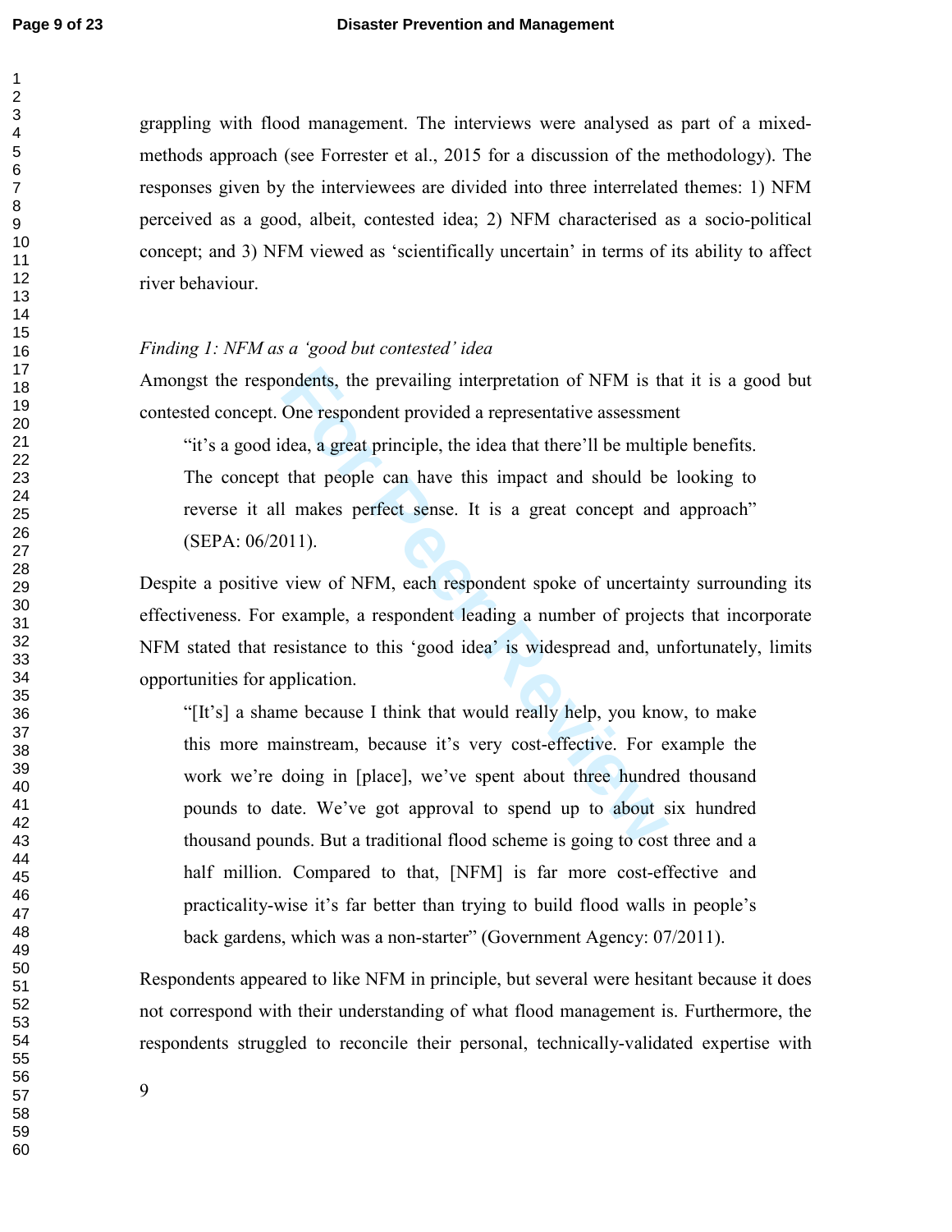grappling with flood management. The interviews were analysed as part of a mixed-methods approach (see Forrester et al., 2015 for a discussion of the methodology). The responses given by the interviewees are divided into three interrelated themes: 1) NFM perceived as a good, albeit, contested idea; 2) NFM characterised as a socio-political concept; and 3) NFM viewed as 'scientifically uncertain' in terms of its ability to affect river behaviour.

*Finding 1: NFM as a 'good but contested' idea*

Amongst the respondents, the prevailing interpretation of NFM is that it is a good but contested concept. One respondent provided a representative assessment

> "it's a good idea, a great principle, the idea that there'll be multiple benefits. The concept that people can have this impact and should be looking to reverse it all makes perfect sense. It is a great concept and approach" (SEPA: 06/2011).

Despite a positive view of NFM, each respondent spoke of uncertainty surrounding its effectiveness. For example, a respondent leading a number of projects that incorporate NFM stated that resistance to this 'good idea' is widespread and, unfortunately, limits opportunities for application.

> "[It's] a shame because I think that would really help, you know, to make this more mainstream, because it's very cost-effective. For example the work we're doing in [place], we've spent about three hundred thousand pounds to date. We've got approval to spend up to about six hundred thousand pounds. But a traditional flood scheme is going to cost three and a half million. Compared to that, [NFM] is far more cost-effective and practicality-wise it's far better than trying to build flood walls in people's back gardens, which was a non-starter" (Government Agency: 07/2011).

Respondents appeared to like NFM in principle, but several were hesitant because it does not correspond with their understanding of what flood management is. Furthermore, the respondents struggled to reconcile their personal, technically-validated expertise with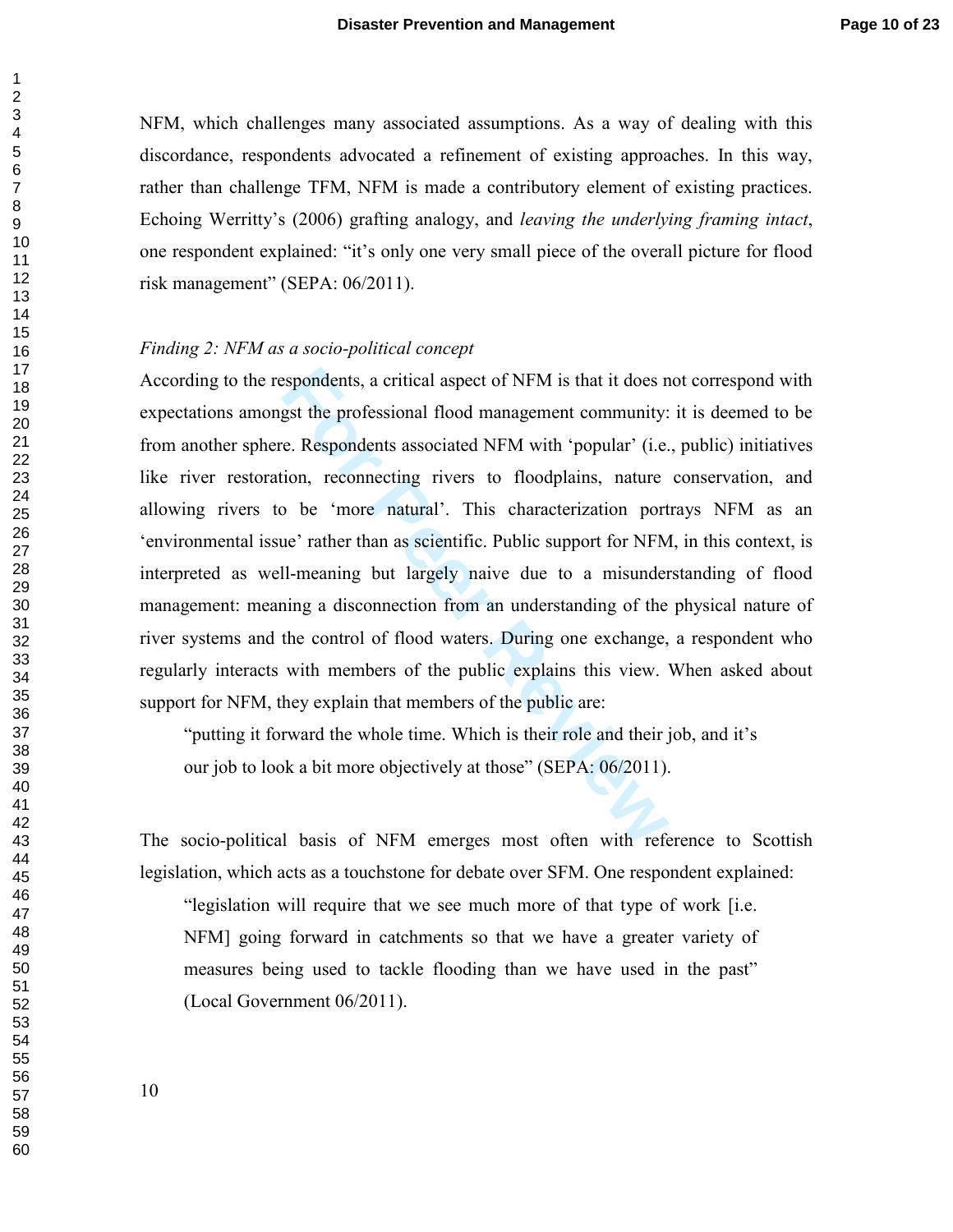NFM, which challenges many associated assumptions. As a way of dealing with this discordance, respondents advocated a refinement of existing approaches. In this way, rather than challenge TFM, NFM is made a contributory element of existing practices. Echoing Werritty's (2006) grafting analogy, and *leaving the underlying framing intact*, one respondent explained: "it's only one very small piece of the overall picture for flood risk management" (SEPA: 06/2011).

*Finding 2: NFM as a socio-political concept*

According to the respondents, a critical aspect of NFM is that it does not correspond with expectations amongst the professional flood management community: it is deemed to be from another sphere. Respondents associated NFM with 'popular' (i.e., public) initiatives like river restoration, reconnecting rivers to floodplains, nature conservation, and allowing rivers to be 'more natural'. This characterization portrays NFM as an 'environmental issue' rather than as scientific. Public support for NFM, in this context, is interpreted as well-meaning but largely naive due to a misunderstanding of flood management: meaning a disconnection from an understanding of the physical nature of river systems and the control of flood waters. During one exchange, a respondent who regularly interacts with members of the public explains this view. When asked about support for NFM, they explain that members of the public are:

> "putting it forward the whole time. Which is their role and their job, and it's our job to look a bit more objectively at those" (SEPA: 06/2011).

The socio-political basis of NFM emerges most often with reference to Scottish legislation, which acts as a touchstone for debate over SFM. One respondent explained:

> "legislation will require that we see much more of that type of work [i.e. NFM] going forward in catchments so that we have a greater variety of measures being used to tackle flooding than we have used in the past" (Local Government 06/2011).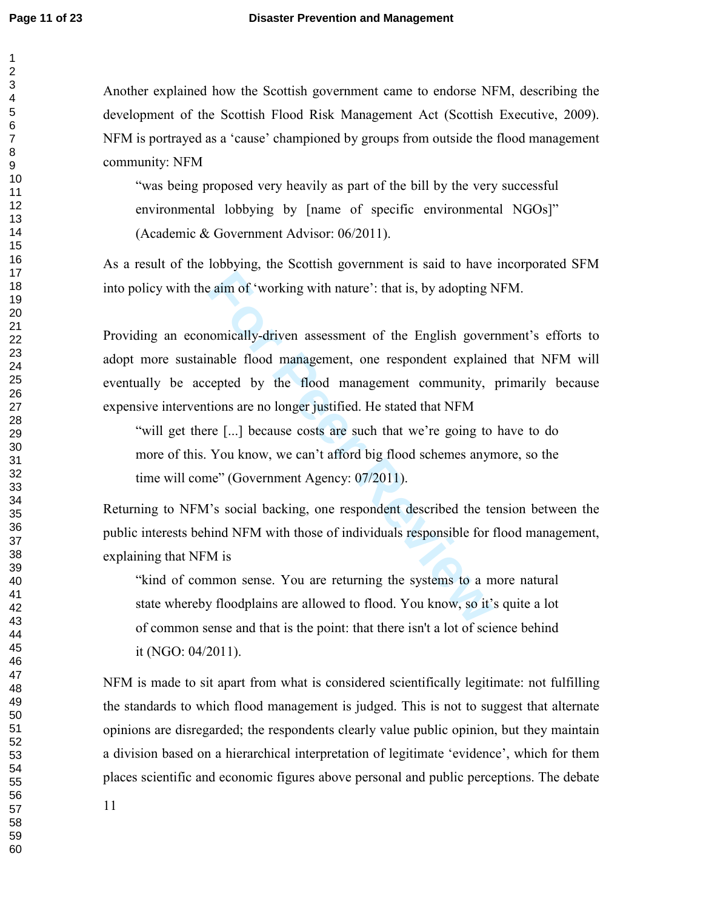Another explained how the Scottish government came to endorse NFM, describing the development of the Scottish Flood Risk Management Act (Scottish Executive, 2009). NFM is portrayed as a 'cause' championed by groups from outside the flood management community: NFM

> "was being proposed very heavily as part of the bill by the very successful environmental lobbying by [name of specific environmental NGOs]" (Academic & Government Advisor: 06/2011).

As a result of the lobbying, the Scottish government is said to have incorporated SFM into policy with the aim of 'working with nature': that is, by adopting NFM.

Providing an economically-driven assessment of the English government's efforts to adopt more sustainable flood management, one respondent explained that NFM will eventually be accepted by the flood management community, primarily because expensive interventions are no longer justified. He stated that NFM

> "will get there [...] because costs are such that we're going to have to do more of this. You know, we can't afford big flood schemes anymore, so the time will come" (Government Agency: 07/2011).

Returning to NFM's social backing, one respondent described the tension between the public interests behind NFM with those of individuals responsible for flood management, explaining that NFM is

> "kind of common sense. You are returning the systems to a more natural state whereby floodplains are allowed to flood. You know, so it's quite a lot of common sense and that is the point: that there isn't a lot of science behind it (NGO: 04/2011).

NFM is made to sit apart from what is considered scientifically legitimate: not fulfilling the standards to which flood management is judged. This is not to suggest that alternate opinions are disregarded; the respondents clearly value public opinion, but they maintain a division based on a hierarchical interpretation of legitimate 'evidence', which for them places scientific and economic figures above personal and public perceptions. The debate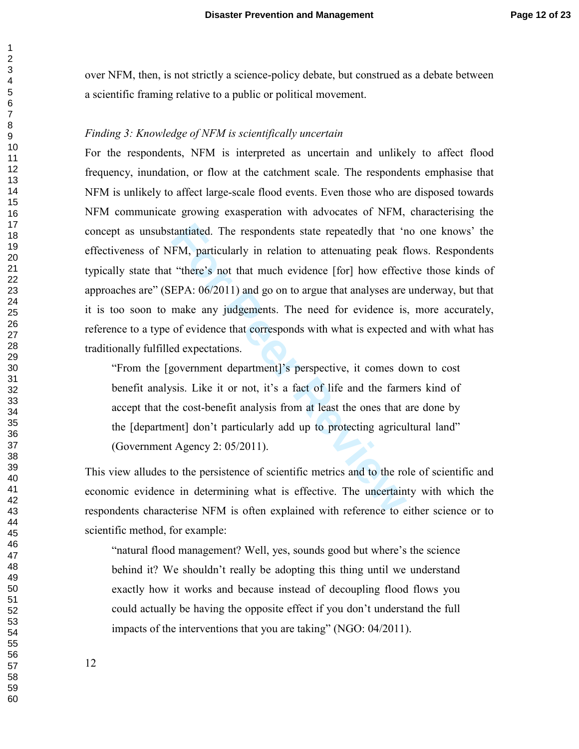over NFM, then, is not strictly a science-policy debate, but construed as a debate between a scientific framing relative to a public or political movement.

*Finding 3: Knowledge of NFM is scientifically uncertain*

For the respondents, NFM is interpreted as uncertain and unlikely to affect flood frequency, inundation, or flow at the catchment scale. The respondents emphasise that NFM is unlikely to affect large-scale flood events. Even those who are disposed towards NFM communicate growing exasperation with advocates of NFM, characterising the concept as unsubstantiated. The respondents state repeatedly that 'no one knows' the effectiveness of NFM, particularly in relation to attenuating peak flows. Respondents typically state that "there's not that much evidence [for] how effective those kinds of approaches are" (SEPA: 06/2011) and go on to argue that analyses are underway, but that it is too soon to make any judgements. The need for evidence is, more accurately, reference to a type of evidence that corresponds with what is expected and with what has traditionally fulfilled expectations.

> "From the [government department]'s perspective, it comes down to cost benefit analysis. Like it or not, it's a fact of life and the farmers kind of accept that the cost-benefit analysis from at least the ones that are done by the [department] don't particularly add up to protecting agricultural land" (Government Agency 2: 05/2011).

This view alludes to the persistence of scientific metrics and to the role of scientific and economic evidence in determining what is effective. The uncertainty with which the respondents characterise NFM is often explained with reference to either science or to scientific method, for example:

> "natural flood management? Well, yes, sounds good but where's the science behind it? We shouldn't really be adopting this thing until we understand exactly how it works and because instead of decoupling flood flows you could actually be having the opposite effect if you don't understand the full impacts of the interventions that you are taking" (NGO: 04/2011).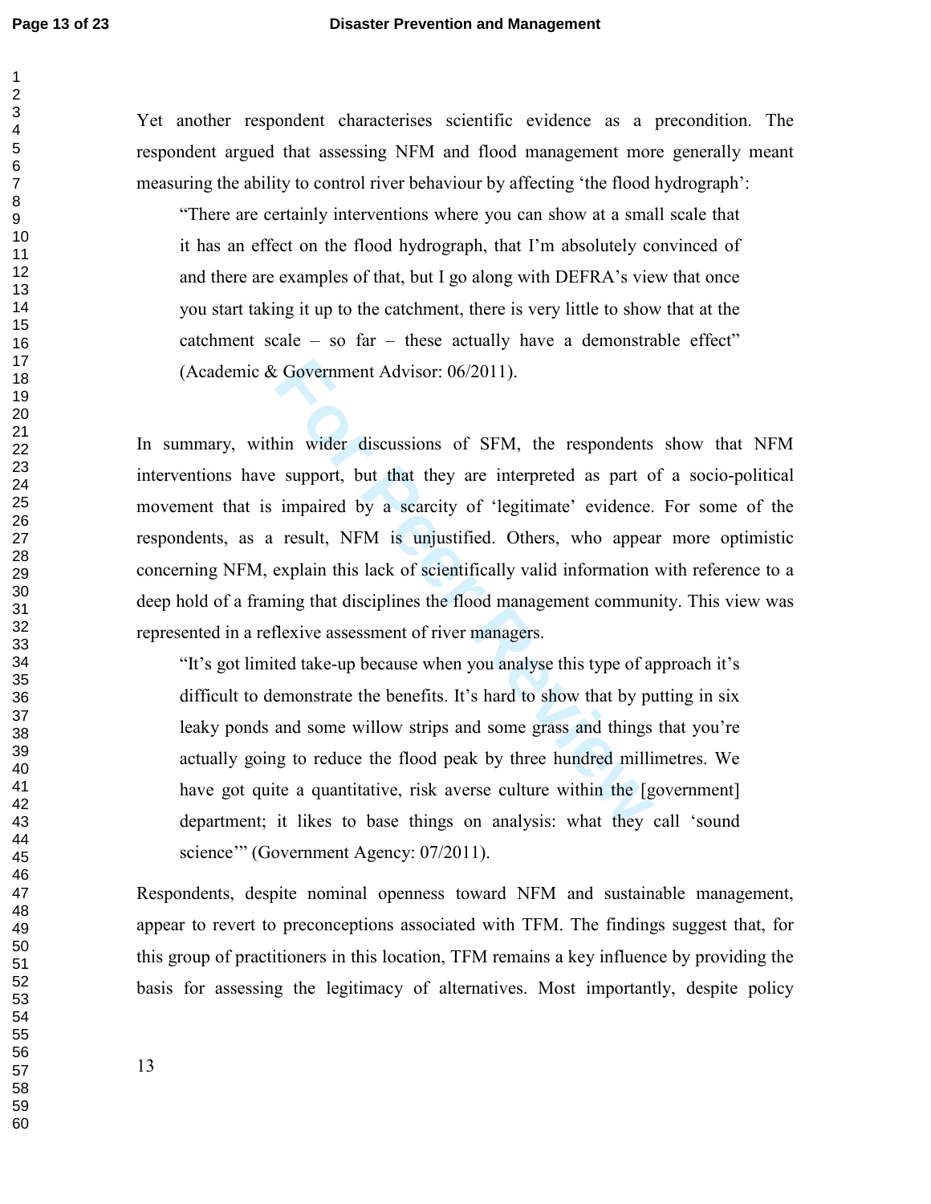Yet another respondent characterises scientific evidence as a precondition. The respondent argued that assessing NFM and flood management more generally meant measuring the ability to control river behaviour by affecting 'the flood hydrograph':

> "There are certainly interventions where you can show at a small scale that it has an effect on the flood hydrograph, that I'm absolutely convinced of and there are examples of that, but I go along with DEFRA's view that once you start taking it up to the catchment, there is very little to show that at the catchment scale – so far – these actually have a demonstrable effect" (Academic & Government Advisor: 06/2011).

In summary, within wider discussions of SFM, the respondents show that NFM interventions have support, but that they are interpreted as part of a socio-political movement that is impaired by a scarcity of 'legitimate' evidence. For some of the respondents, as a result, NFM is unjustified. Others, who appear more optimistic concerning NFM, explain this lack of scientifically valid information with reference to a deep hold of a framing that disciplines the flood management community. This view was represented in a reflexive assessment of river managers.

> "It's got limited take-up because when you analyse this type of approach it's difficult to demonstrate the benefits. It's hard to show that by putting in six leaky ponds and some willow strips and some grass and things that you're actually going to reduce the flood peak by three hundred millimetres. We have got quite a quantitative, risk averse culture within the [government] department; it likes to base things on analysis: what they call 'sound science'" (Government Agency: 07/2011).

Respondents, despite nominal openness toward NFM and sustainable management, appear to revert to preconceptions associated with TFM. The findings suggest that, for this group of practitioners in this location, TFM remains a key influence by providing the basis for assessing the legitimacy of alternatives. Most importantly, despite policy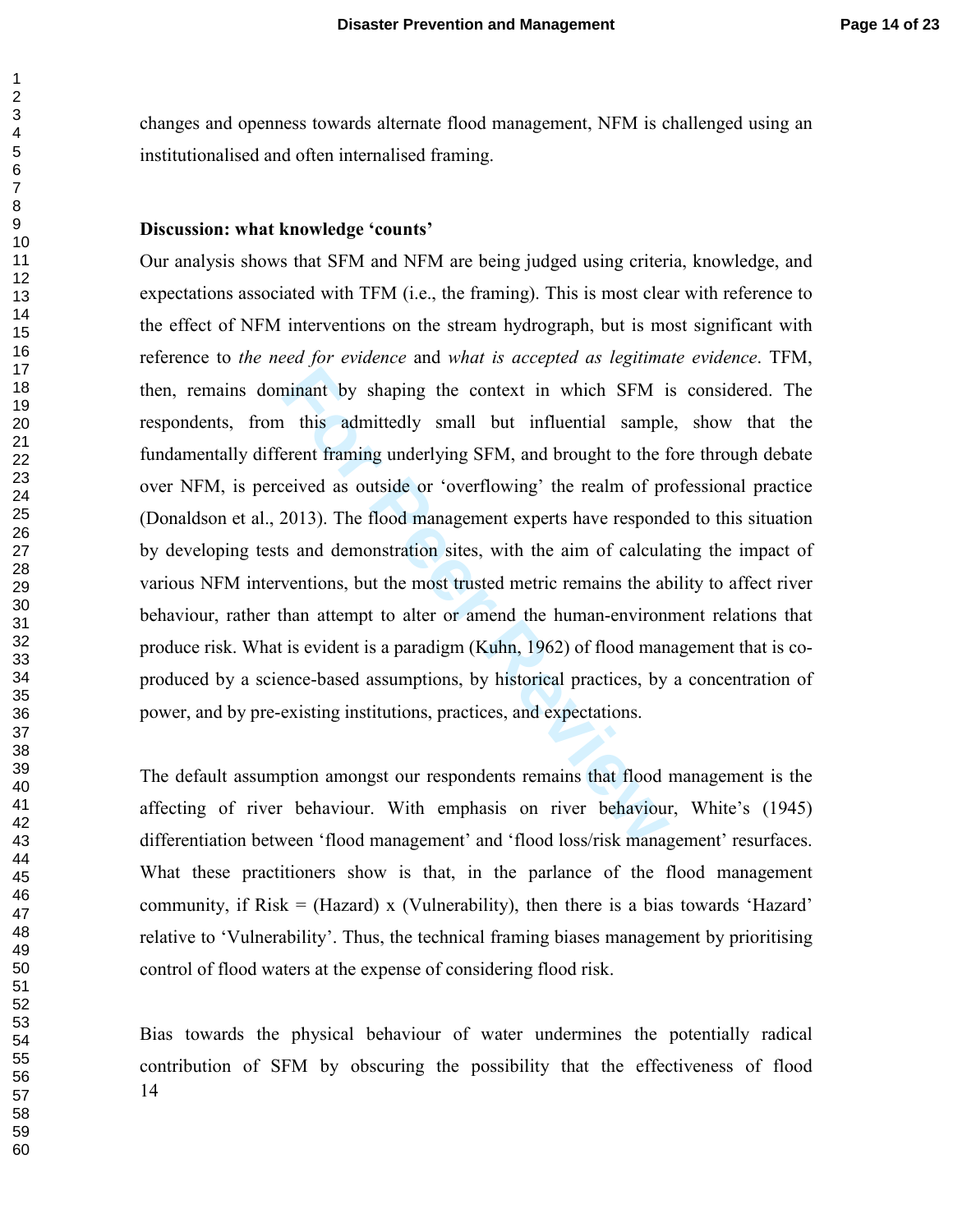changes and openness towards alternate flood management, NFM is challenged using an institutionalised and often internalised framing.

**Discussion: what knowledge 'counts'**

Our analysis shows that SFM and NFM are being judged using criteria, knowledge, and expectations associated with TFM (i.e., the framing). This is most clear with reference to the effect of NFM interventions on the stream hydrograph, but is most significant with reference to *the need for evidence* and *what is accepted as legitimate evidence*. TFM, then, remains dominant by shaping the context in which SFM is considered. The respondents, from this admittedly small but influential sample, show that the fundamentally different framing underlying SFM, and brought to the fore through debate over NFM, is perceived as outside or 'overflowing' the realm of professional practice (Donaldson et al., 2013). The flood management experts have responded to this situation by developing tests and demonstration sites, with the aim of calculating the impact of various NFM interventions, but the most trusted metric remains the ability to affect river behaviour, rather than attempt to alter or amend the human-environment relations that produce risk. What is evident is a paradigm (Kuhn, 1962) of flood management that is co-produced by a science-based assumptions, by historical practices, by a concentration of power, and by pre-existing institutions, practices, and expectations.

The default assumption amongst our respondents remains that flood management is the affecting of river behaviour. With emphasis on river behaviour, White's (1945) differentiation between 'flood management' and 'flood loss/risk management' resurfaces. What these practitioners show is that, in the parlance of the flood management community, if Risk = (Hazard) x (Vulnerability), then there is a bias towards 'Hazard' relative to 'Vulnerability'. Thus, the technical framing biases management by prioritising control of flood waters at the expense of considering flood risk.

Bias towards the physical behaviour of water undermines the potentially radical contribution of SFM by obscuring the possibility that the effectiveness of flood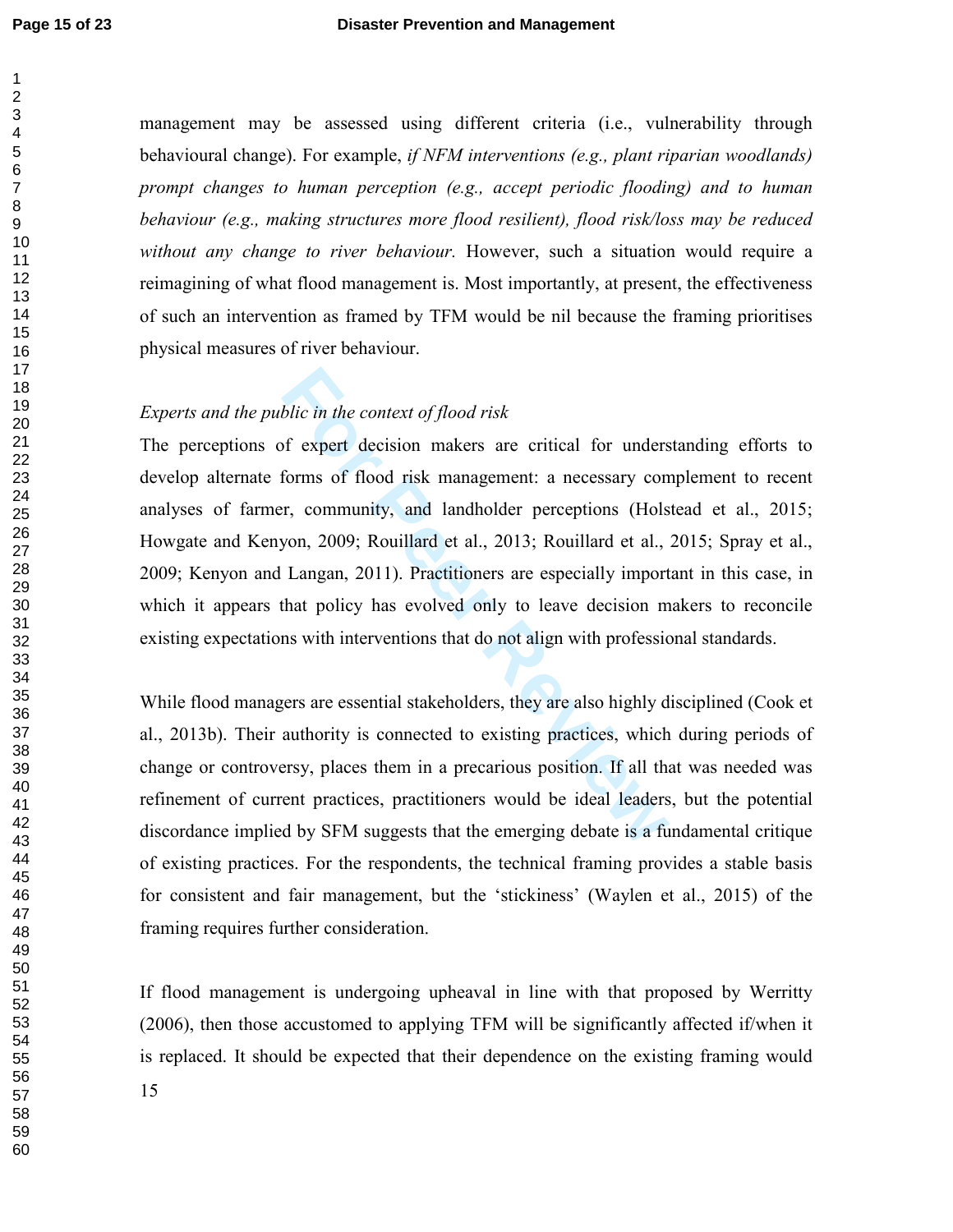management may be assessed using different criteria (i.e., vulnerability through behavioural change). For example, *if NFM interventions (e.g., plant riparian woodlands) prompt changes to human perception (e.g., accept periodic flooding) and to human behaviour (e.g., making structures more flood resilient), flood risk/loss may be reduced without any change to river behaviour.* However, such a situation would require a reimagining of what flood management is. Most importantly, at present, the effectiveness of such an intervention as framed by TFM would be nil because the framing prioritises physical measures of river behaviour.

*Experts and the public in the context of flood risk*

The perceptions of expert decision makers are critical for understanding efforts to develop alternate forms of flood risk management: a necessary complement to recent analyses of farmer, community, and landholder perceptions (Holstead et al., 2015; Howgate and Kenyon, 2009; Rouillard et al., 2013; Rouillard et al., 2015; Spray et al., 2009; Kenyon and Langan, 2011). Practitioners are especially important in this case, in which it appears that policy has evolved only to leave decision makers to reconcile existing expectations with interventions that do not align with professional standards.

While flood managers are essential stakeholders, they are also highly disciplined (Cook et al., 2013b). Their authority is connected to existing practices, which during periods of change or controversy, places them in a precarious position. If all that was needed was refinement of current practices, practitioners would be ideal leaders, but the potential discordance implied by SFM suggests that the emerging debate is a fundamental critique of existing practices. For the respondents, the technical framing provides a stable basis for consistent and fair management, but the 'stickiness' (Waylen et al., 2015) of the framing requires further consideration.

If flood management is undergoing upheaval in line with that proposed by Werritty (2006), then those accustomed to applying TFM will be significantly affected if/when it is replaced. It should be expected that their dependence on the existing framing would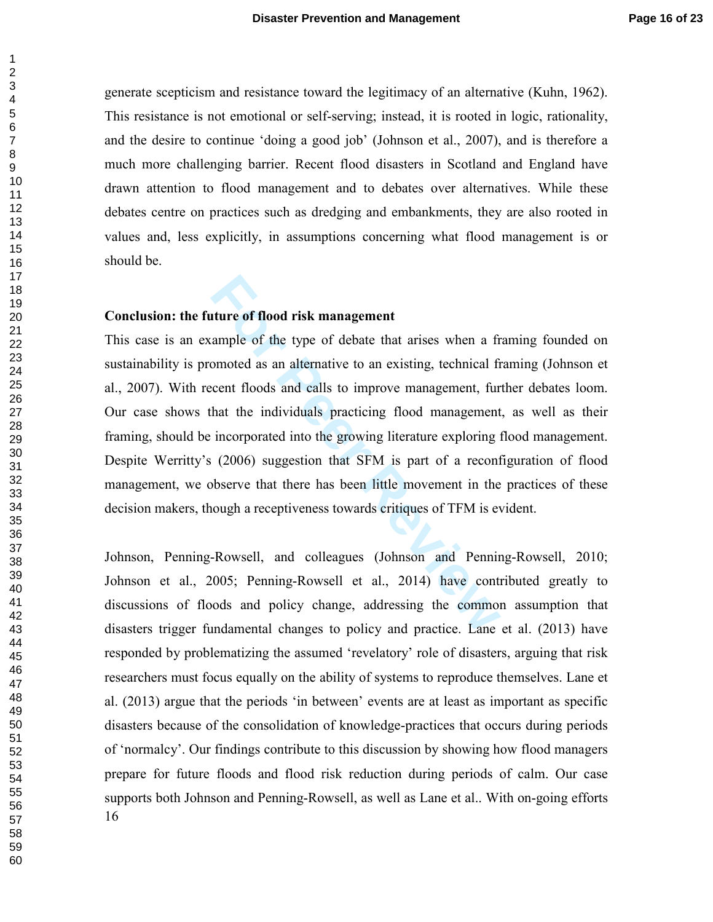generate scepticism and resistance toward the legitimacy of an alternative (Kuhn, 1962). This resistance is not emotional or self-serving; instead, it is rooted in logic, rationality, and the desire to continue 'doing a good job' (Johnson et al., 2007), and is therefore a much more challenging barrier. Recent flood disasters in Scotland and England have drawn attention to flood management and to debates over alternatives. While these debates centre on practices such as dredging and embankments, they are also rooted in values and, less explicitly, in assumptions concerning what flood management is or should be.

**Conclusion: the future of flood risk management**

This case is an example of the type of debate that arises when a framing founded on sustainability is promoted as an alternative to an existing, technical framing (Johnson et al., 2007). With recent floods and calls to improve management, further debates loom. Our case shows that the individuals practicing flood management, as well as their framing, should be incorporated into the growing literature exploring flood management. Despite Werritty's (2006) suggestion that SFM is part of a reconfiguration of flood management, we observe that there has been little movement in the practices of these decision makers, though a receptiveness towards critiques of TFM is evident.

Johnson, Penning-Rowsell, and colleagues (Johnson and Penning-Rowsell, 2010; Johnson et al., 2005; Penning-Rowsell et al., 2014) have contributed greatly to discussions of floods and policy change, addressing the common assumption that disasters trigger fundamental changes to policy and practice. Lane et al. (2013) have responded by problematizing the assumed 'revelatory' role of disasters, arguing that risk researchers must focus equally on the ability of systems to reproduce themselves. Lane et al. (2013) argue that the periods 'in between' events are at least as important as specific disasters because of the consolidation of knowledge-practices that occurs during periods of 'normalcy'. Our findings contribute to this discussion by showing how flood managers prepare for future floods and flood risk reduction during periods of calm. Our case supports both Johnson and Penning-Rowsell, as well as Lane et al.. With on-going efforts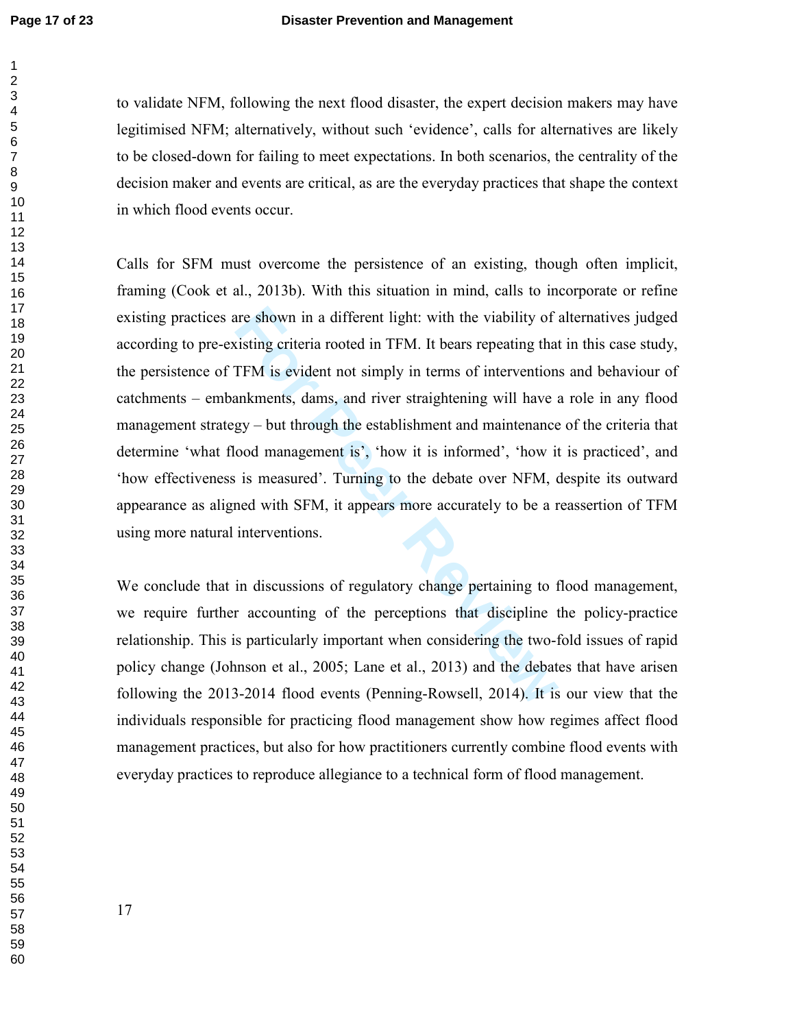to validate NFM, following the next flood disaster, the expert decision makers may have legitimised NFM; alternatively, without such 'evidence', calls for alternatives are likely to be closed-down for failing to meet expectations. In both scenarios, the centrality of the decision maker and events are critical, as are the everyday practices that shape the context in which flood events occur.

Calls for SFM must overcome the persistence of an existing, though often implicit, framing (Cook et al., 2013b). With this situation in mind, calls to incorporate or refine existing practices are shown in a different light: with the viability of alternatives judged according to pre-existing criteria rooted in TFM. It bears repeating that in this case study, the persistence of TFM is evident not simply in terms of interventions and behaviour of catchments – embankments, dams, and river straightening will have a role in any flood management strategy – but through the establishment and maintenance of the criteria that determine 'what flood management is', 'how it is informed', 'how it is practiced', and 'how effectiveness is measured'. Turning to the debate over NFM, despite its outward appearance as aligned with SFM, it appears more accurately to be a reassertion of TFM using more natural interventions.

We conclude that in discussions of regulatory change pertaining to flood management, we require further accounting of the perceptions that discipline the policy-practice relationship. This is particularly important when considering the two-fold issues of rapid policy change (Johnson et al., 2005; Lane et al., 2013) and the debates that have arisen following the 2013-2014 flood events (Penning-Rowsell, 2014). It is our view that the individuals responsible for practicing flood management show how regimes affect flood management practices, but also for how practitioners currently combine flood events with everyday practices to reproduce allegiance to a technical form of flood management.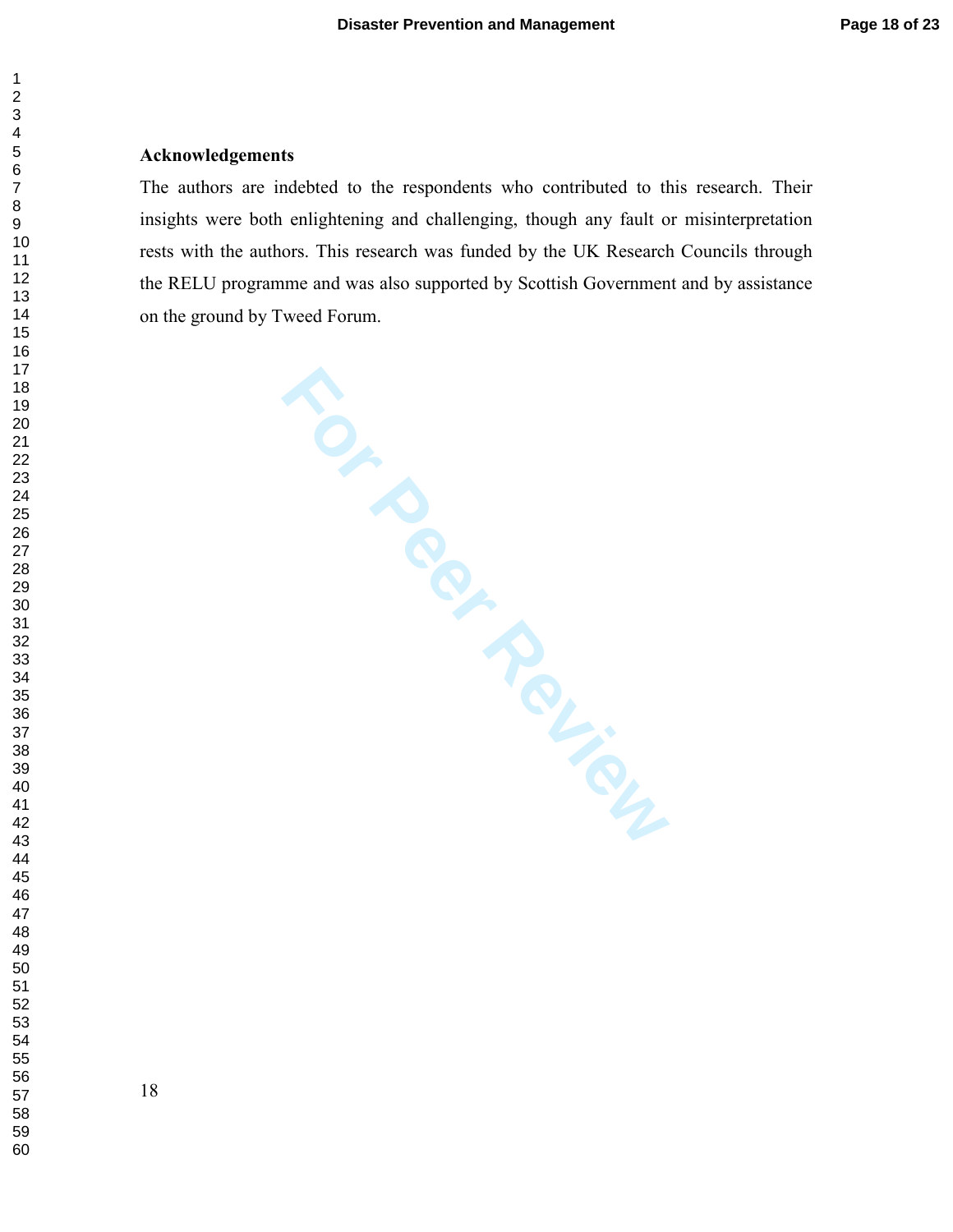**Acknowledgements**

The authors are indebted to the respondents who contributed to this research. Their insights were both enlightening and challenging, though any fault or misinterpretation rests with the authors. This research was funded by the UK Research Councils through the RELU programme and was also supported by Scottish Government and by assistance on the ground by Tweed Forum.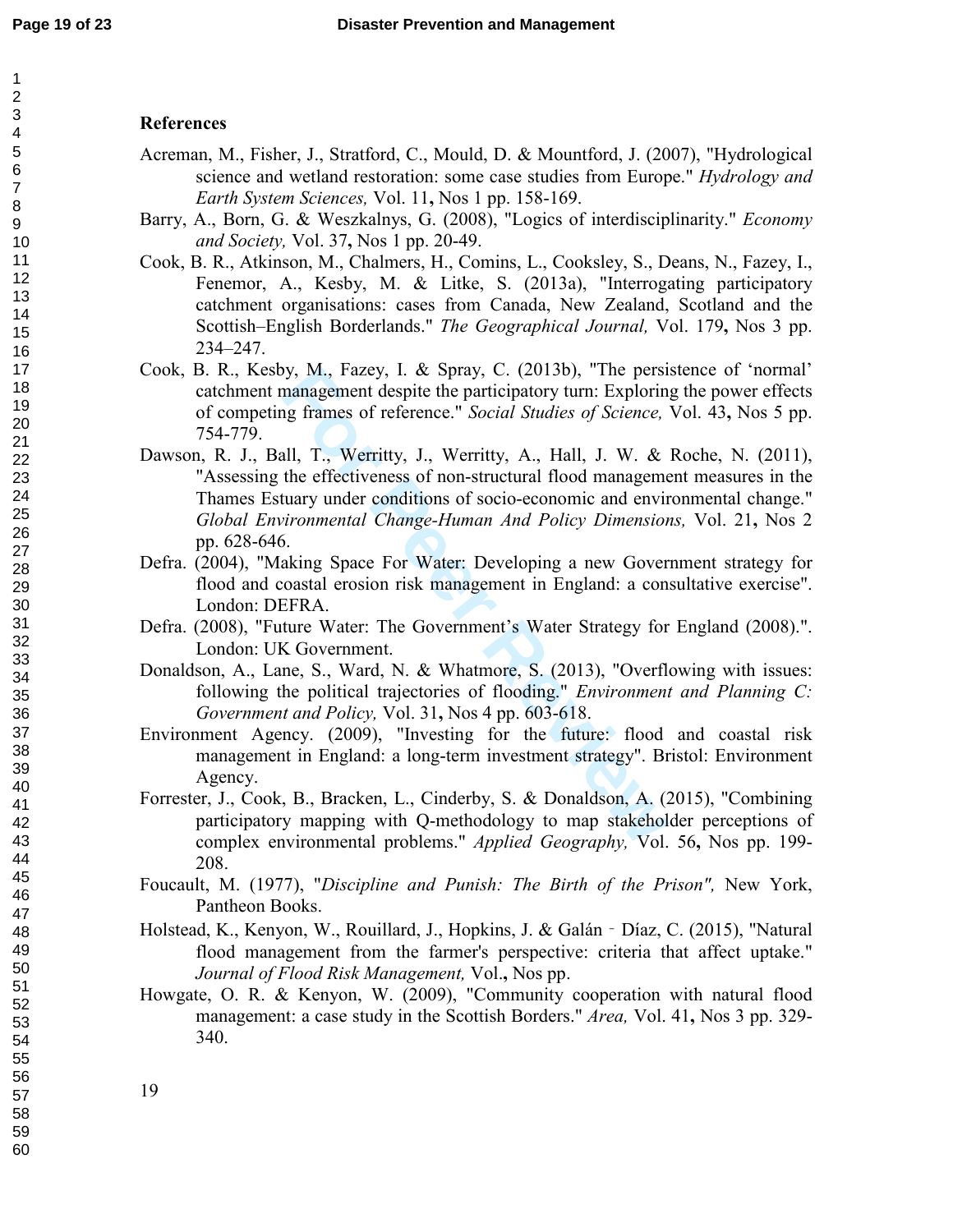## References

Acreman, M., Fisher, J., Stratford, C., Mould, D. & Mountford, J. (2007), "Hydrological science and wetland restoration: some case studies from Europe." *Hydrology and Earth System Sciences,* Vol. 11**,** Nos 1 pp. 158-169.

Barry, A., Born, G. & Weszkalnys, G. (2008), "Logics of interdisciplinarity." *Economy and Society,* Vol. 37**,** Nos 1 pp. 20-49.

Cook, B. R., Atkinson, M., Chalmers, H., Comins, L., Cooksley, S., Deans, N., Fazey, I., Fenemor, A., Kesby, M. & Litke, S. (2013a), "Interrogating participatory catchment organisations: cases from Canada, New Zealand, Scotland and the Scottish–English Borderlands." *The Geographical Journal,* Vol. 179**,** Nos 3 pp. 234–247.

Cook, B. R., Kesby, M., Fazey, I. & Spray, C. (2013b), "The persistence of 'normal' catchment management despite the participatory turn: Exploring the power effects of competing frames of reference." *Social Studies of Science,* Vol. 43**,** Nos 5 pp. 754-779.

Dawson, R. J., Ball, T., Werritty, J., Werritty, A., Hall, J. W. & Roche, N. (2011), "Assessing the effectiveness of non-structural flood management measures in the Thames Estuary under conditions of socio-economic and environmental change." *Global Environmental Change-Human And Policy Dimensions,* Vol. 21**,** Nos 2 pp. 628-646.

Defra. (2004), "Making Space For Water: Developing a new Government strategy for flood and coastal erosion risk management in England: a consultative exercise". London: DEFRA.

Defra. (2008), "Future Water: The Government's Water Strategy for England (2008).". London: UK Government.

Donaldson, A., Lane, S., Ward, N. & Whatmore, S. (2013), "Overflowing with issues: following the political trajectories of flooding." *Environment and Planning C: Government and Policy,* Vol. 31**,** Nos 4 pp. 603-618.

Environment Agency. (2009), "Investing for the future: flood and coastal risk management in England: a long-term investment strategy". Bristol: Environment Agency.

Forrester, J., Cook, B., Bracken, L., Cinderby, S. & Donaldson, A. (2015), "Combining participatory mapping with Q-methodology to map stakeholder perceptions of complex environmental problems." *Applied Geography,* Vol. 56**,** Nos pp. 199-208.

Foucault, M. (1977), "*Discipline and Punish: The Birth of the Prison",* New York, Pantheon Books.

Holstead, K., Kenyon, W., Rouillard, J., Hopkins, J. & Galán‐Díaz, C. (2015), "Natural flood management from the farmer's perspective: criteria that affect uptake." *Journal of Flood Risk Management,* Vol.**,** Nos pp.

Howgate, O. R. & Kenyon, W. (2009), "Community cooperation with natural flood management: a case study in the Scottish Borders." *Area,* Vol. 41**,** Nos 3 pp. 329-340.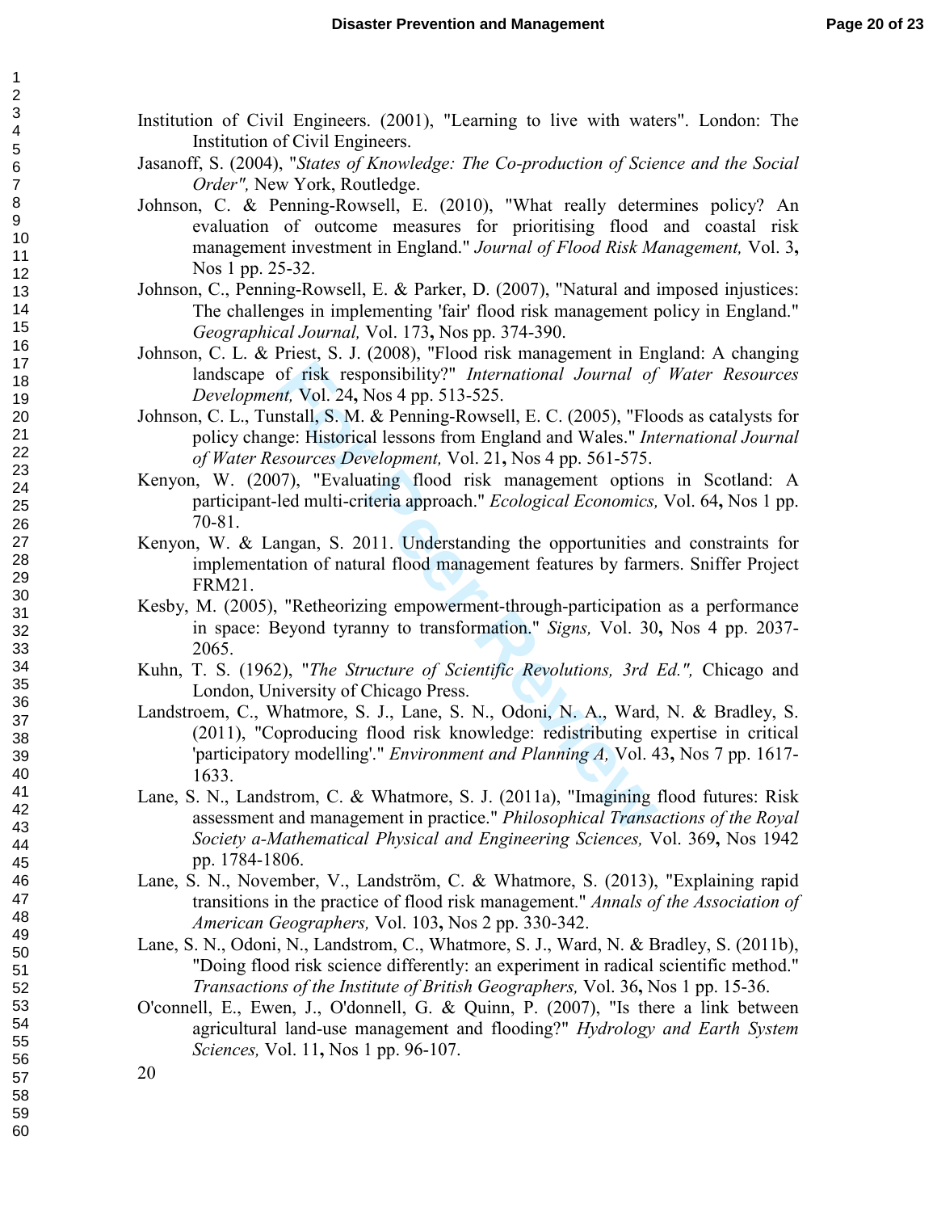Institution of Civil Engineers. (2001), "Learning to live with waters". London: The Institution of Civil Engineers.

Jasanoff, S. (2004), "*States of Knowledge: The Co-production of Science and the Social Order",* New York, Routledge.

Johnson, C. & Penning-Rowsell, E. (2010), "What really determines policy? An evaluation of outcome measures for prioritising flood and coastal risk management investment in England." *Journal of Flood Risk Management,* Vol. 3**,** Nos 1 pp. 25-32.

Johnson, C., Penning-Rowsell, E. & Parker, D. (2007), "Natural and imposed injustices: The challenges in implementing 'fair' flood risk management policy in England." *Geographical Journal,* Vol. 173**,** Nos pp. 374-390.

Johnson, C. L. & Priest, S. J. (2008), "Flood risk management in England: A changing landscape of risk responsibility?" *International Journal of Water Resources Development,* Vol. 24**,** Nos 4 pp. 513-525.

Johnson, C. L., Tunstall, S. M. & Penning-Rowsell, E. C. (2005), "Floods as catalysts for policy change: Historical lessons from England and Wales." *International Journal of Water Resources Development,* Vol. 21**,** Nos 4 pp. 561-575.

Kenyon, W. (2007), "Evaluating flood risk management options in Scotland: A participant-led multi-criteria approach." *Ecological Economics,* Vol. 64**,** Nos 1 pp. 70-81.

Kenyon, W. & Langan, S. 2011. Understanding the opportunities and constraints for implementation of natural flood management features by farmers. Sniffer Project FRM21.

Kesby, M. (2005), "Retheorizing empowerment-through-participation as a performance in space: Beyond tyranny to transformation." *Signs,* Vol. 30**,** Nos 4 pp. 2037-2065.

Kuhn, T. S. (1962), "*The Structure of Scientific Revolutions, 3rd Ed.",* Chicago and London, University of Chicago Press.

Landstroem, C., Whatmore, S. J., Lane, S. N., Odoni, N. A., Ward, N. & Bradley, S. (2011), "Coproducing flood risk knowledge: redistributing expertise in critical 'participatory modelling'." *Environment and Planning A,* Vol. 43**,** Nos 7 pp. 1617-1633.

Lane, S. N., Landstrom, C. & Whatmore, S. J. (2011a), "Imagining flood futures: Risk assessment and management in practice." *Philosophical Transactions of the Royal Society a-Mathematical Physical and Engineering Sciences,* Vol. 369**,** Nos 1942 pp. 1784-1806.

Lane, S. N., November, V., Landström, C. & Whatmore, S. (2013), "Explaining rapid transitions in the practice of flood risk management." *Annals of the Association of American Geographers,* Vol. 103**,** Nos 2 pp. 330-342.

Lane, S. N., Odoni, N., Landstrom, C., Whatmore, S. J., Ward, N. & Bradley, S. (2011b), "Doing flood risk science differently: an experiment in radical scientific method." *Transactions of the Institute of British Geographers,* Vol. 36**,** Nos 1 pp. 15-36.

O'connell, E., Ewen, J., O'donnell, G. & Quinn, P. (2007), "Is there a link between agricultural land-use management and flooding?" *Hydrology and Earth System Sciences,* Vol. 11**,** Nos 1 pp. 96-107.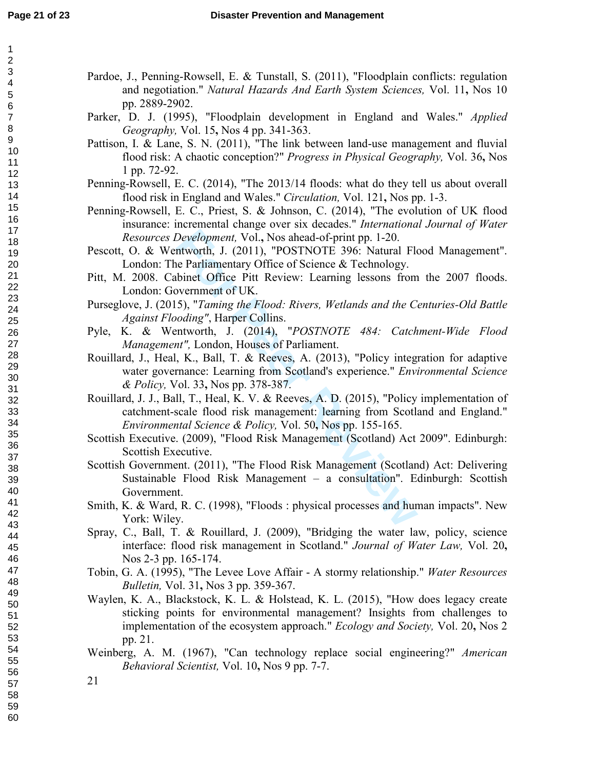Pardoe, J., Penning-Rowsell, E. & Tunstall, S. (2011), "Floodplain conflicts: regulation and negotiation." *Natural Hazards And Earth System Sciences,* Vol. 11**,** Nos 10 pp. 2889-2902.

Parker, D. J. (1995), "Floodplain development in England and Wales." *Applied Geography,* Vol. 15**,** Nos 4 pp. 341-363.

Pattison, I. & Lane, S. N. (2011), "The link between land-use management and fluvial flood risk: A chaotic conception?" *Progress in Physical Geography,* Vol. 36**,** Nos 1 pp. 72-92.

Penning-Rowsell, E. C. (2014), "The 2013/14 floods: what do they tell us about overall flood risk in England and Wales." *Circulation,* Vol. 121**,** Nos pp. 1-3.

Penning-Rowsell, E. C., Priest, S. & Johnson, C. (2014), "The evolution of UK flood insurance: incremental change over six decades." *International Journal of Water Resources Development,* Vol.**,** Nos ahead-of-print pp. 1-20.

Pescott, O. & Wentworth, J. (2011), "POSTNOTE 396: Natural Flood Management". London: The Parliamentary Office of Science & Technology.

Pitt, M. 2008. Cabinet Office Pitt Review: Learning lessons from the 2007 floods. London: Government of UK.

Purseglove, J. (2015), "*Taming the Flood: Rivers, Wetlands and the Centuries-Old Battle Against Flooding"*, Harper Collins.

Pyle, K. & Wentworth, J. (2014), "*POSTNOTE 484: Catchment-Wide Flood Management",* London, Houses of Parliament.

Rouillard, J., Heal, K., Ball, T. & Reeves, A. (2013), "Policy integration for adaptive water governance: Learning from Scotland's experience." *Environmental Science & Policy,* Vol. 33**,** Nos pp. 378-387.

Rouillard, J. J., Ball, T., Heal, K. V. & Reeves, A. D. (2015), "Policy implementation of catchment-scale flood risk management: learning from Scotland and England." *Environmental Science & Policy,* Vol. 50**,** Nos pp. 155-165.

Scottish Executive. (2009), "Flood Risk Management (Scotland) Act 2009". Edinburgh: Scottish Executive.

Scottish Government. (2011), "The Flood Risk Management (Scotland) Act: Delivering Sustainable Flood Risk Management – a consultation". Edinburgh: Scottish Government.

Smith, K. & Ward, R. C. (1998), "Floods : physical processes and human impacts". New York: Wiley.

Spray, C., Ball, T. & Rouillard, J. (2009), "Bridging the water law, policy, science interface: flood risk management in Scotland." *Journal of Water Law,* Vol. 20**,** Nos 2-3 pp. 165-174.

Tobin, G. A. (1995), "The Levee Love Affair - A stormy relationship." *Water Resources Bulletin,* Vol. 31**,** Nos 3 pp. 359-367.

Waylen, K. A., Blackstock, K. L. & Holstead, K. L. (2015), "How does legacy create sticking points for environmental management? Insights from challenges to implementation of the ecosystem approach." *Ecology and Society,* Vol. 20**,** Nos 2 pp. 21.

Weinberg, A. M. (1967), "Can technology replace social engineering?" *American Behavioral Scientist,* Vol. 10**,** Nos 9 pp. 7-7.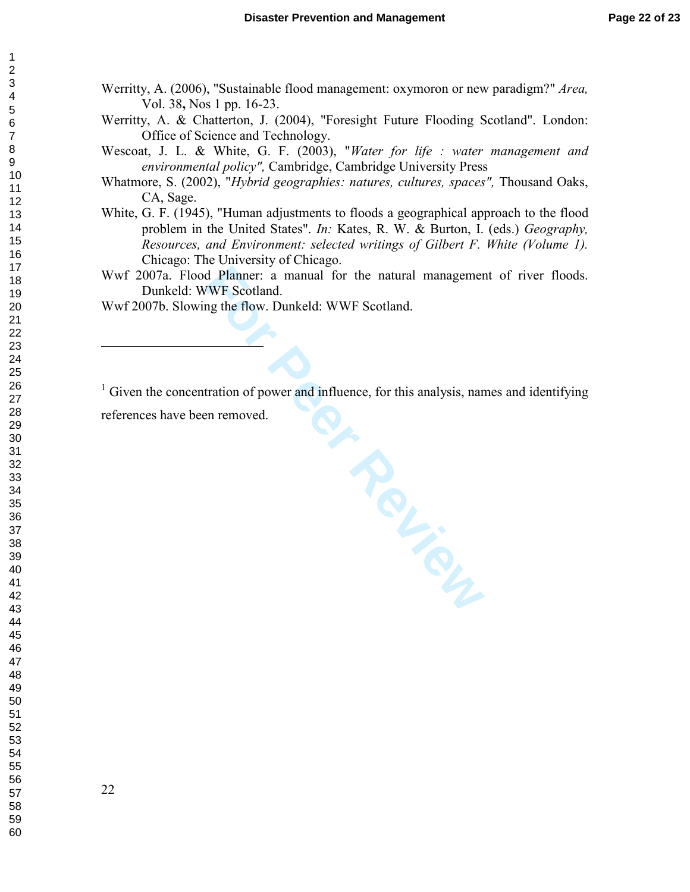Werritty, A. (2006), "Sustainable flood management: oxymoron or new paradigm?" *Area,* Vol. 38**,** Nos 1 pp. 16-23.

Werritty, A. & Chatterton, J. (2004), "Foresight Future Flooding Scotland". London: Office of Science and Technology.

Wescoat, J. L. & White, G. F. (2003), "*Water for life : water management and environmental policy",* Cambridge, Cambridge University Press

Whatmore, S. (2002), "*Hybrid geographies: natures, cultures, spaces",* Thousand Oaks, CA, Sage.

White, G. F. (1945), "Human adjustments to floods a geographical approach to the flood problem in the United States". *In:* Kates, R. W. & Burton, I. (eds.) *Geography, Resources, and Environment: selected writings of Gilbert F. White (Volume 1).* Chicago: The University of Chicago.

Wwf 2007a. Flood Planner: a manual for the natural management of river floods. Dunkeld: WWF Scotland.

Wwf 2007b. Slowing the flow. Dunkeld: WWF Scotland.

---

[1] Given the concentration of power and influence, for this analysis, names and identifying references have been removed.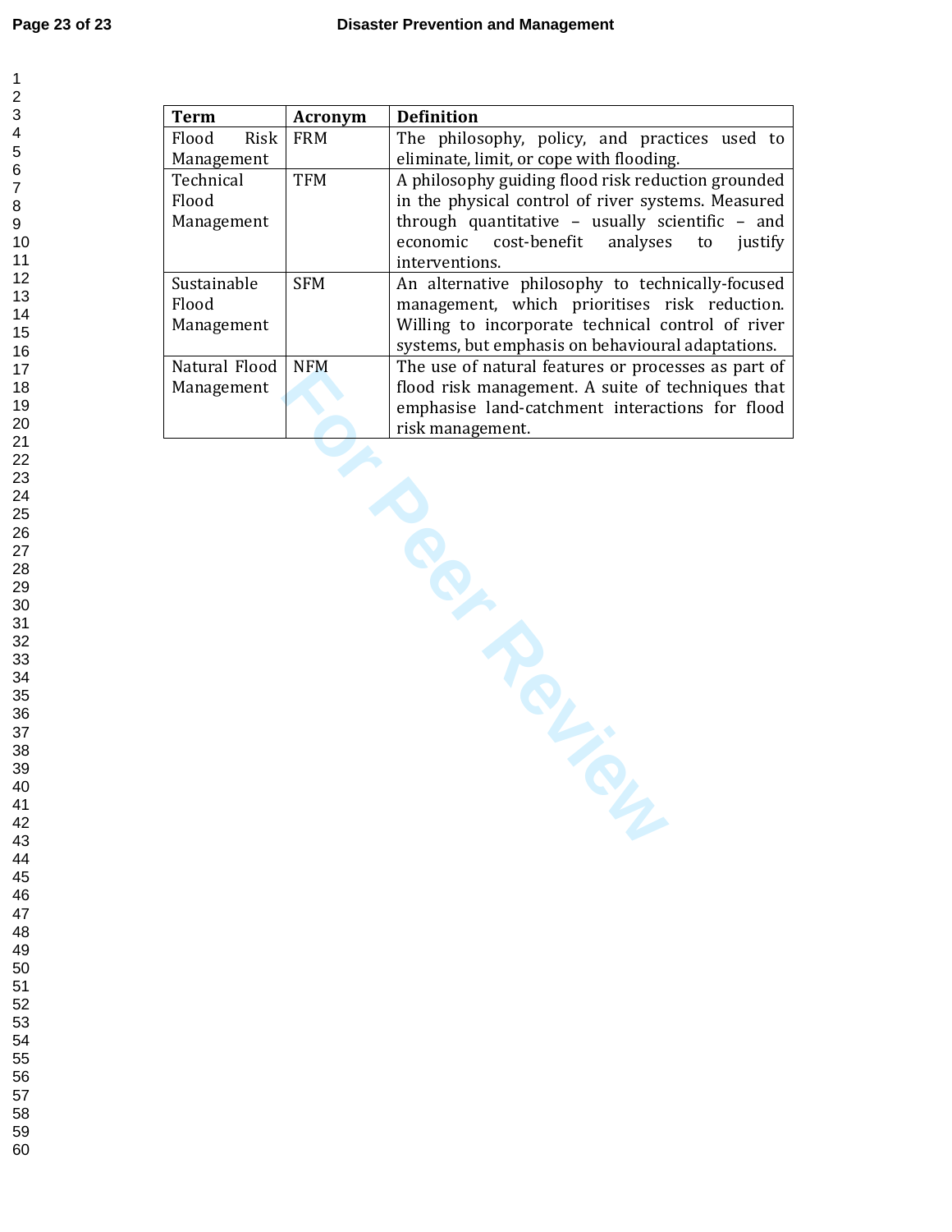| Term | Acronym | Definition |
| --- | --- | --- |
| Flood Risk Management | FRM | The philosophy, policy, and practices used to eliminate, limit, or cope with flooding. |
| Technical Flood Management | TFM | A philosophy guiding flood risk reduction grounded in the physical control of river systems. Measured through quantitative – usually scientific – and economic cost-benefit analyses to justify interventions. |
| Sustainable Flood Management | SFM | An alternative philosophy to technically-focused management, which prioritises risk reduction. Willing to incorporate technical control of river systems, but emphasis on behavioural adaptations. |
| Natural Flood Management | NFM | The use of natural features or processes as part of flood risk management. A suite of techniques that emphasise land-catchment interactions for flood risk management. |